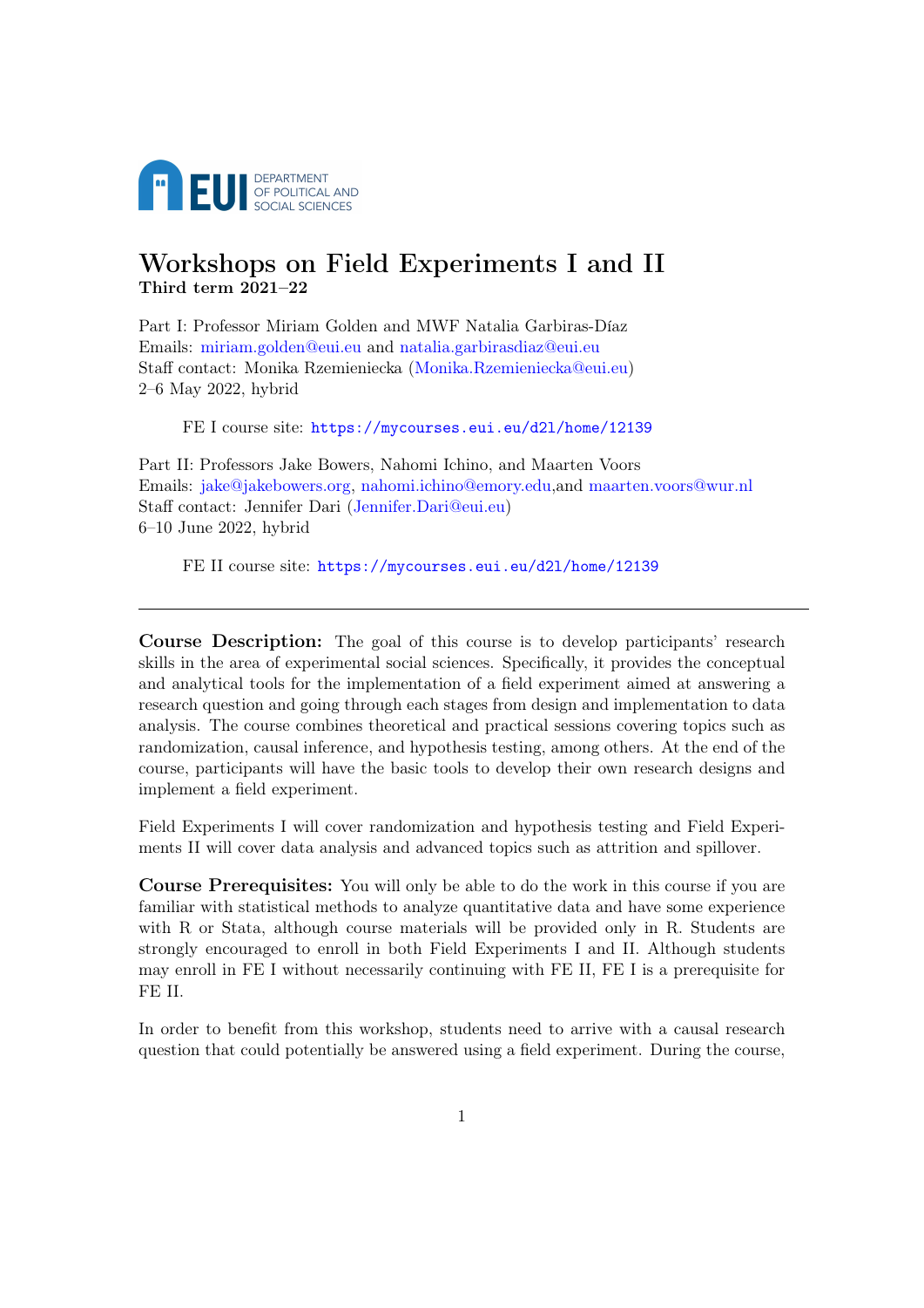DEPARTMENT OF POLITICAL AND SOCIAL SCIENCES

# Workshops on Field Experiments I and II

**Third term 2021–22**

Part I: Professor Miriam Golden and MWF Natalia Garbiras-Díaz
Emails: miriam.golden@eui.eu and natalia.garbirasdiaz@eui.eu
Staff contact: Monika Rzemieniecka (Monika.Rzemieniecka@eui.eu)
2–6 May 2022, hybrid

FE I course site: `https://mycourses.eui.eu/d2l/home/12139`

Part II: Professors Jake Bowers, Nahomi Ichino, and Maarten Voors
Emails: jake@jakebowers.org, nahomi.ichino@emory.edu,and maarten.voors@wur.nl
Staff contact: Jennifer Dari (Jennifer.Dari@eui.eu)
6–10 June 2022, hybrid

FE II course site: `https://mycourses.eui.eu/d2l/home/12139`

---

**Course Description:** The goal of this course is to develop participants' research skills in the area of experimental social sciences. Specifically, it provides the conceptual and analytical tools for the implementation of a field experiment aimed at answering a research question and going through each stages from design and implementation to data analysis. The course combines theoretical and practical sessions covering topics such as randomization, causal inference, and hypothesis testing, among others. At the end of the course, participants will have the basic tools to develop their own research designs and implement a field experiment.

Field Experiments I will cover randomization and hypothesis testing and Field Experiments II will cover data analysis and advanced topics such as attrition and spillover.

**Course Prerequisites:** You will only be able to do the work in this course if you are familiar with statistical methods to analyze quantitative data and have some experience with R or Stata, although course materials will be provided only in R. Students are strongly encouraged to enroll in both Field Experiments I and II. Although students may enroll in FE I without necessarily continuing with FE II, FE I is a prerequisite for FE II.

In order to benefit from this workshop, students need to arrive with a causal research question that could potentially be answered using a field experiment. During the course,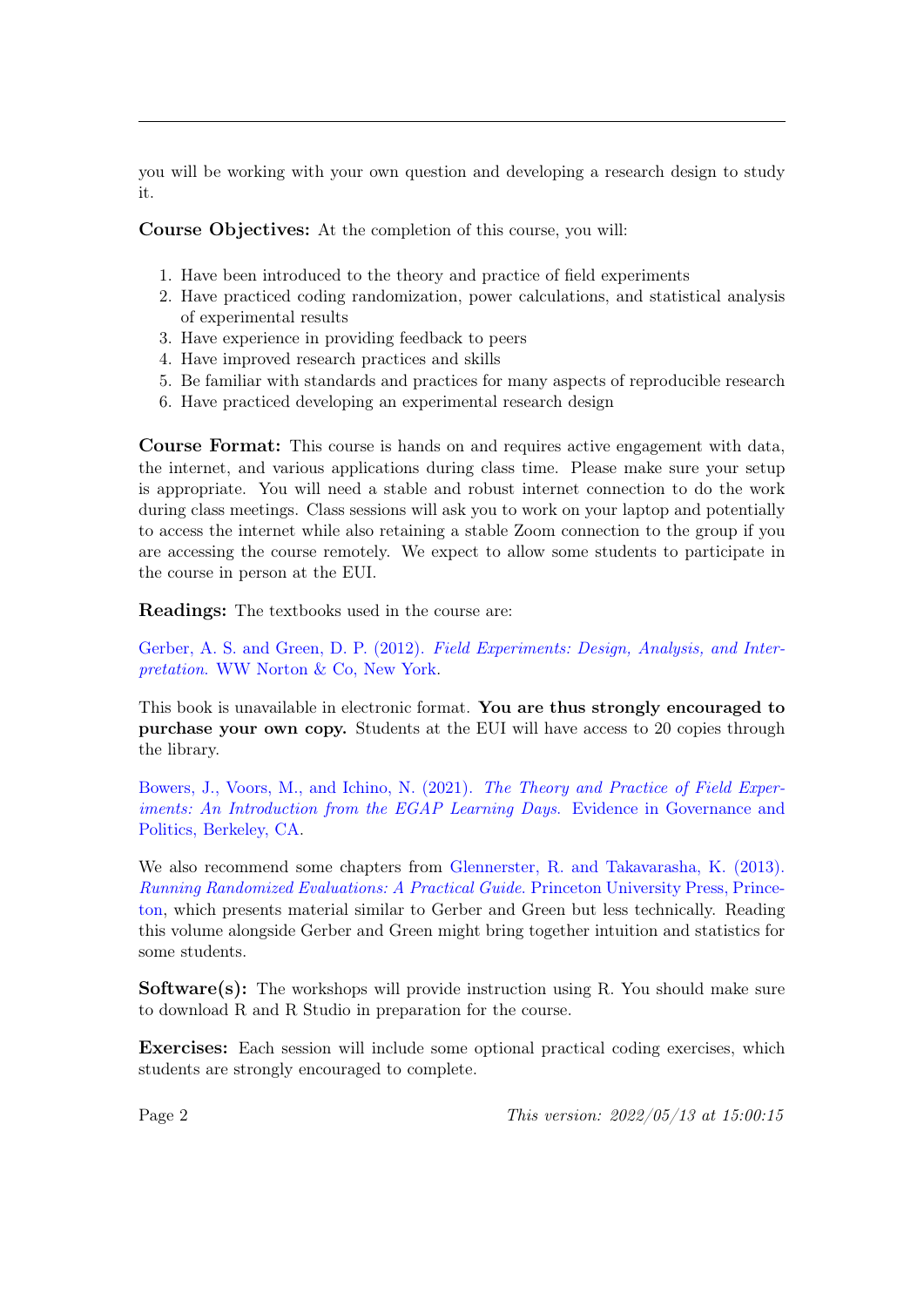you will be working with your own question and developing a research design to study it.

**Course Objectives:** At the completion of this course, you will:

1. Have been introduced to the theory and practice of field experiments
2. Have practiced coding randomization, power calculations, and statistical analysis of experimental results
3. Have experience in providing feedback to peers
4. Have improved research practices and skills
5. Be familiar with standards and practices for many aspects of reproducible research
6. Have practiced developing an experimental research design

**Course Format:** This course is hands on and requires active engagement with data, the internet, and various applications during class time. Please make sure your setup is appropriate. You will need a stable and robust internet connection to do the work during class meetings. Class sessions will ask you to work on your laptop and potentially to access the internet while also retaining a stable Zoom connection to the group if you are accessing the course remotely. We expect to allow some students to participate in the course in person at the EUI.

**Readings:** The textbooks used in the course are:

Gerber, A. S. and Green, D. P. (2012). *Field Experiments: Design, Analysis, and Interpretation.* WW Norton & Co, New York.

This book is unavailable in electronic format. **You are thus strongly encouraged to purchase your own copy.** Students at the EUI will have access to 20 copies through the library.

Bowers, J., Voors, M., and Ichino, N. (2021). *The Theory and Practice of Field Experiments: An Introduction from the EGAP Learning Days.* Evidence in Governance and Politics, Berkeley, CA.

We also recommend some chapters from Glennerster, R. and Takavarasha, K. (2013). *Running Randomized Evaluations: A Practical Guide.* Princeton University Press, Princeton, which presents material similar to Gerber and Green but less technically. Reading this volume alongside Gerber and Green might bring together intuition and statistics for some students.

**Software(s):** The workshops will provide instruction using R. You should make sure to download R and R Studio in preparation for the course.

**Exercises:** Each session will include some optional practical coding exercises, which students are strongly encouraged to complete.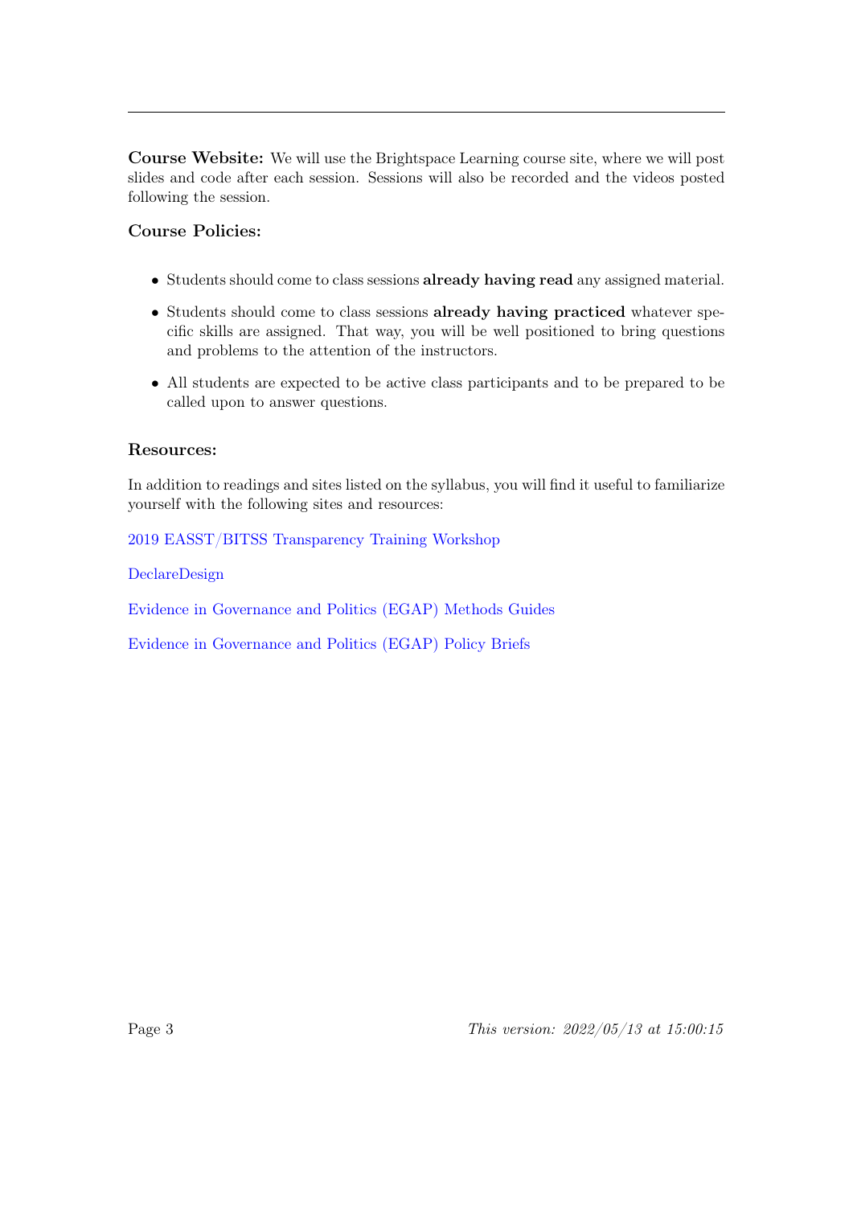**Course Website:** We will use the Brightspace Learning course site, where we will post slides and code after each session. Sessions will also be recorded and the videos posted following the session.

### Course Policies:

- Students should come to class sessions **already having read** any assigned material.
- Students should come to class sessions **already having practiced** whatever specific skills are assigned. That way, you will be well positioned to bring questions and problems to the attention of the instructors.
- All students are expected to be active class participants and to be prepared to be called upon to answer questions.

### Resources:

In addition to readings and sites listed on the syllabus, you will find it useful to familiarize yourself with the following sites and resources:

2019 EASST/BITSS Transparency Training Workshop

DeclareDesign

Evidence in Governance and Politics (EGAP) Methods Guides

Evidence in Governance and Politics (EGAP) Policy Briefs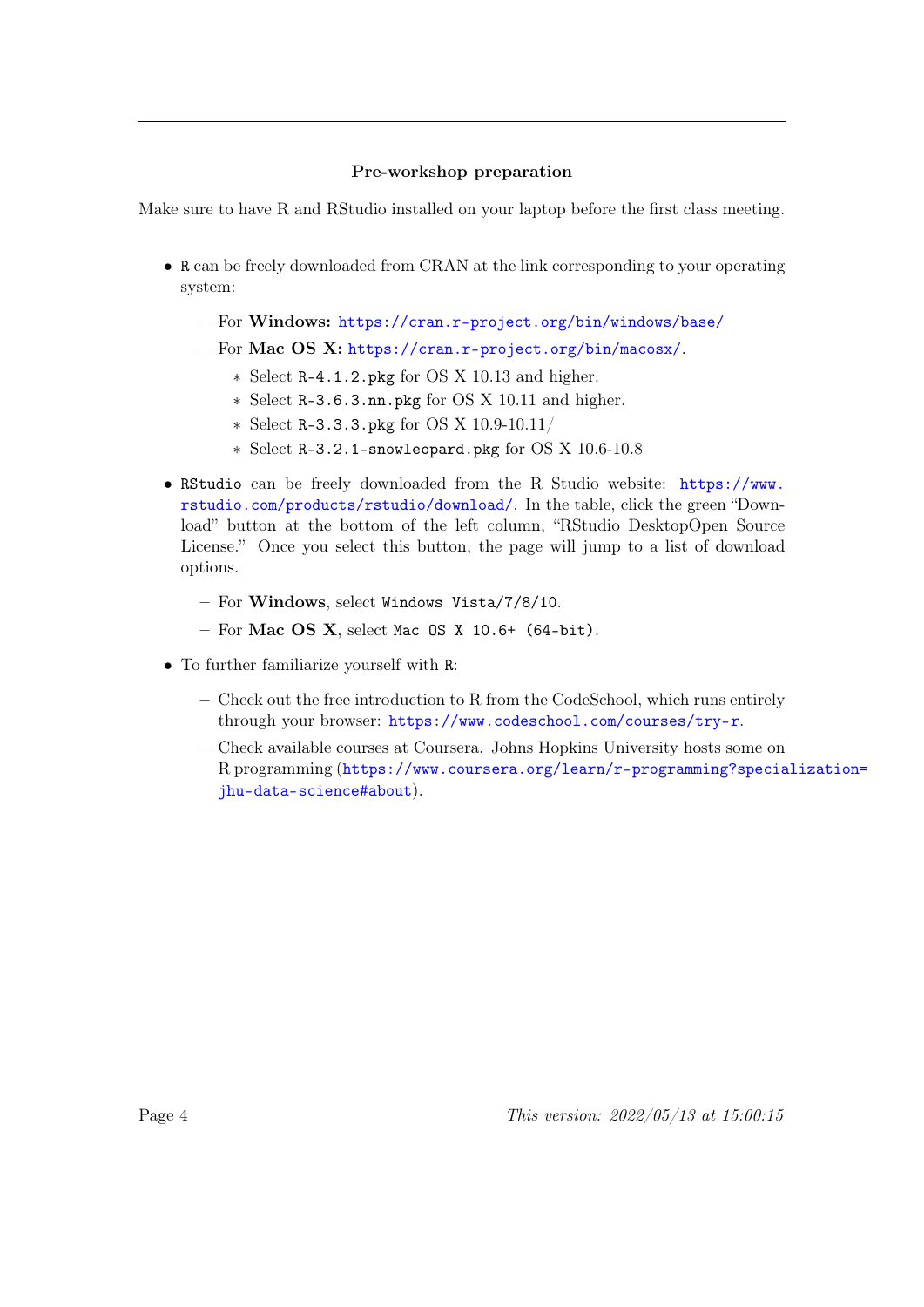## Pre-workshop preparation

Make sure to have R and RStudio installed on your laptop before the first class meeting.

- `R` can be freely downloaded from CRAN at the link corresponding to your operating system:
  - For **Windows:** https://cran.r-project.org/bin/windows/base/
  - For **Mac OS X:** https://cran.r-project.org/bin/macosx/.
    - Select `R-4.1.2.pkg` for OS X 10.13 and higher.
    - Select `R-3.6.3.nn.pkg` for OS X 10.11 and higher.
    - Select `R-3.3.3.pkg` for OS X 10.9-10.11/
    - Select `R-3.2.1-snowleopard.pkg` for OS X 10.6-10.8
- `RStudio` can be freely downloaded from the R Studio website: https://www.rstudio.com/products/rstudio/download/. In the table, click the green "Download" button at the bottom of the left column, "RStudio DesktopOpen Source License." Once you select this button, the page will jump to a list of download options.
  - For **Windows**, select `Windows Vista/7/8/10`.
  - For **Mac OS X**, select `Mac OS X 10.6+ (64-bit)`.
- To further familiarize yourself with `R`:
  - Check out the free introduction to R from the CodeSchool, which runs entirely through your browser: https://www.codeschool.com/courses/try-r.
  - Check available courses at Coursera. Johns Hopkins University hosts some on R programming (https://www.coursera.org/learn/r-programming?specialization=jhu-data-science#about).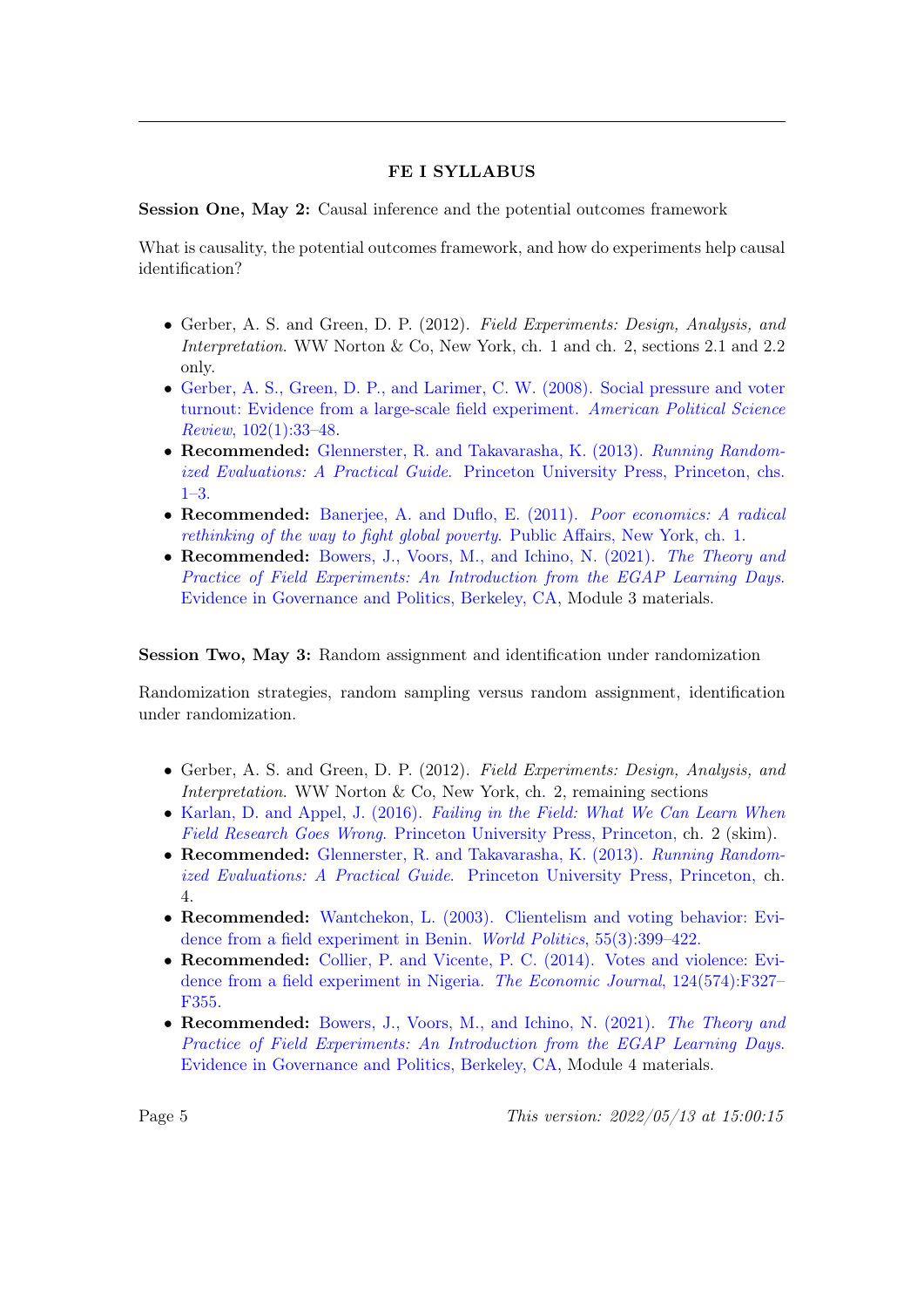## FE I SYLLABUS

**Session One, May 2:** Causal inference and the potential outcomes framework

What is causality, the potential outcomes framework, and how do experiments help causal identification?

- Gerber, A. S. and Green, D. P. (2012). *Field Experiments: Design, Analysis, and Interpretation*. WW Norton & Co, New York, ch. 1 and ch. 2, sections 2.1 and 2.2 only.
- Gerber, A. S., Green, D. P., and Larimer, C. W. (2008). Social pressure and voter turnout: Evidence from a large-scale field experiment. *American Political Science Review*, 102(1):33–48.
- **Recommended:** Glennerster, R. and Takavarasha, K. (2013). *Running Randomized Evaluations: A Practical Guide*. Princeton University Press, Princeton, chs. 1–3.
- **Recommended:** Banerjee, A. and Duflo, E. (2011). *Poor economics: A radical rethinking of the way to fight global poverty*. Public Affairs, New York, ch. 1.
- **Recommended:** Bowers, J., Voors, M., and Ichino, N. (2021). *The Theory and Practice of Field Experiments: An Introduction from the EGAP Learning Days*. Evidence in Governance and Politics, Berkeley, CA, Module 3 materials.

**Session Two, May 3:** Random assignment and identification under randomization

Randomization strategies, random sampling versus random assignment, identification under randomization.

- Gerber, A. S. and Green, D. P. (2012). *Field Experiments: Design, Analysis, and Interpretation*. WW Norton & Co, New York, ch. 2, remaining sections
- Karlan, D. and Appel, J. (2016). *Failing in the Field: What We Can Learn When Field Research Goes Wrong*. Princeton University Press, Princeton, ch. 2 (skim).
- **Recommended:** Glennerster, R. and Takavarasha, K. (2013). *Running Randomized Evaluations: A Practical Guide*. Princeton University Press, Princeton, ch. 4.
- **Recommended:** Wantchekon, L. (2003). Clientelism and voting behavior: Evidence from a field experiment in Benin. *World Politics*, 55(3):399–422.
- **Recommended:** Collier, P. and Vicente, P. C. (2014). Votes and violence: Evidence from a field experiment in Nigeria. *The Economic Journal*, 124(574):F327–F355.
- **Recommended:** Bowers, J., Voors, M., and Ichino, N. (2021). *The Theory and Practice of Field Experiments: An Introduction from the EGAP Learning Days*. Evidence in Governance and Politics, Berkeley, CA, Module 4 materials.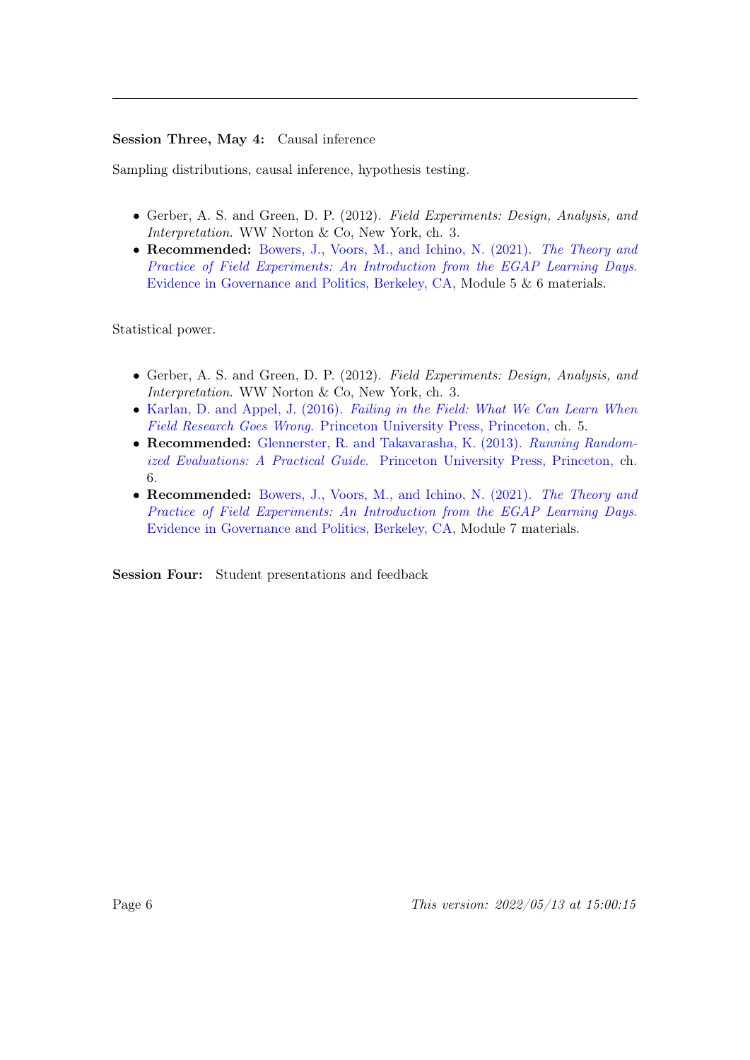**Session Three, May 4:** Causal inference

Sampling distributions, causal inference, hypothesis testing.

- Gerber, A. S. and Green, D. P. (2012). *Field Experiments: Design, Analysis, and Interpretation*. WW Norton & Co, New York, ch. 3.
- **Recommended:** Bowers, J., Voors, M., and Ichino, N. (2021). *The Theory and Practice of Field Experiments: An Introduction from the EGAP Learning Days*. Evidence in Governance and Politics, Berkeley, CA, Module 5 & 6 materials.

Statistical power.

- Gerber, A. S. and Green, D. P. (2012). *Field Experiments: Design, Analysis, and Interpretation*. WW Norton & Co, New York, ch. 3.
- Karlan, D. and Appel, J. (2016). *Failing in the Field: What We Can Learn When Field Research Goes Wrong*. Princeton University Press, Princeton, ch. 5.
- **Recommended:** Glennerster, R. and Takavarasha, K. (2013). *Running Randomized Evaluations: A Practical Guide*. Princeton University Press, Princeton, ch. 6.
- **Recommended:** Bowers, J., Voors, M., and Ichino, N. (2021). *The Theory and Practice of Field Experiments: An Introduction from the EGAP Learning Days*. Evidence in Governance and Politics, Berkeley, CA, Module 7 materials.

**Session Four:** Student presentations and feedback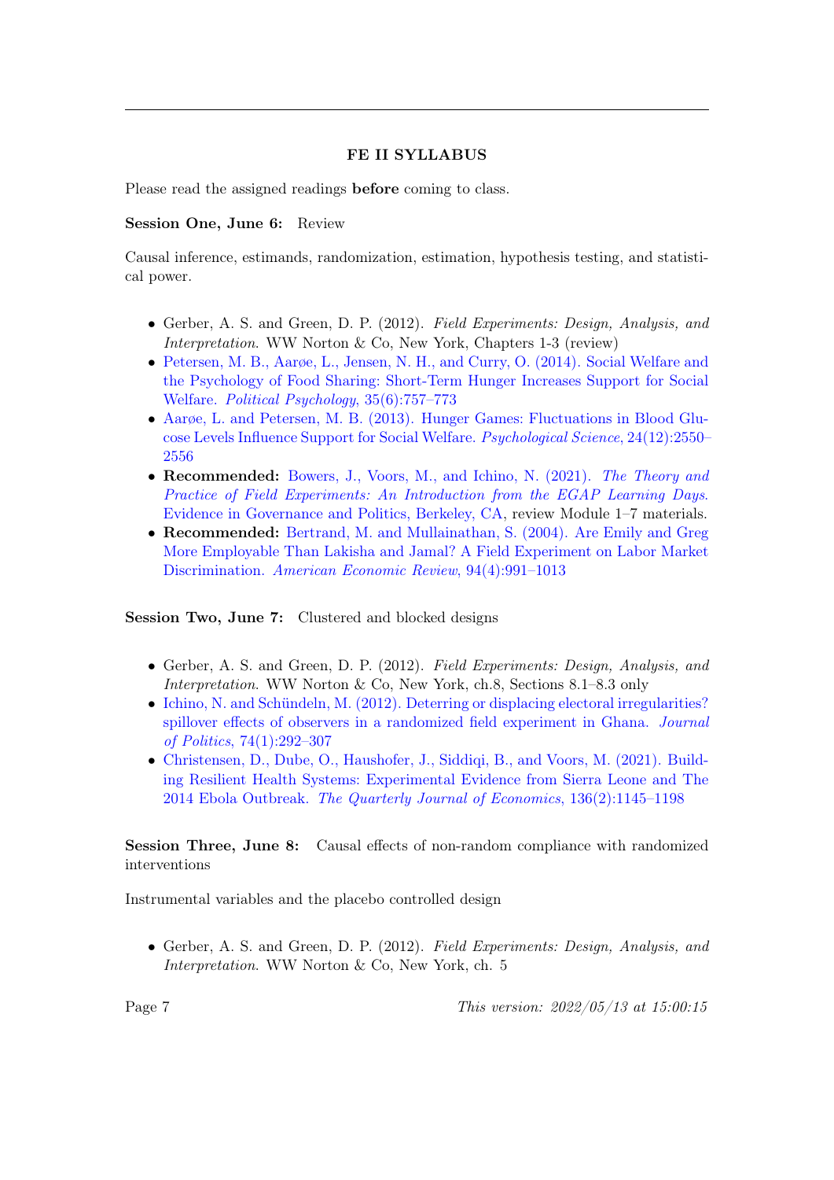## FE II SYLLABUS

Please read the assigned readings **before** coming to class.

**Session One, June 6:** Review

Causal inference, estimands, randomization, estimation, hypothesis testing, and statistical power.

- Gerber, A. S. and Green, D. P. (2012). *Field Experiments: Design, Analysis, and Interpretation*. WW Norton & Co, New York, Chapters 1-3 (review)
- Petersen, M. B., Aarøe, L., Jensen, N. H., and Curry, O. (2014). Social Welfare and the Psychology of Food Sharing: Short-Term Hunger Increases Support for Social Welfare. *Political Psychology*, 35(6):757–773
- Aarøe, L. and Petersen, M. B. (2013). Hunger Games: Fluctuations in Blood Glucose Levels Influence Support for Social Welfare. *Psychological Science*, 24(12):2550–2556
- **Recommended:** Bowers, J., Voors, M., and Ichino, N. (2021). *The Theory and Practice of Field Experiments: An Introduction from the EGAP Learning Days*. Evidence in Governance and Politics, Berkeley, CA, review Module 1–7 materials.
- **Recommended:** Bertrand, M. and Mullainathan, S. (2004). Are Emily and Greg More Employable Than Lakisha and Jamal? A Field Experiment on Labor Market Discrimination. *American Economic Review*, 94(4):991–1013

**Session Two, June 7:** Clustered and blocked designs

- Gerber, A. S. and Green, D. P. (2012). *Field Experiments: Design, Analysis, and Interpretation*. WW Norton & Co, New York, ch.8, Sections 8.1–8.3 only
- Ichino, N. and Schündeln, M. (2012). Deterring or displacing electoral irregularities? spillover effects of observers in a randomized field experiment in Ghana. *Journal of Politics*, 74(1):292–307
- Christensen, D., Dube, O., Haushofer, J., Siddiqi, B., and Voors, M. (2021). Building Resilient Health Systems: Experimental Evidence from Sierra Leone and The 2014 Ebola Outbreak. *The Quarterly Journal of Economics*, 136(2):1145–1198

**Session Three, June 8:** Causal effects of non-random compliance with randomized interventions

Instrumental variables and the placebo controlled design

- Gerber, A. S. and Green, D. P. (2012). *Field Experiments: Design, Analysis, and Interpretation*. WW Norton & Co, New York, ch. 5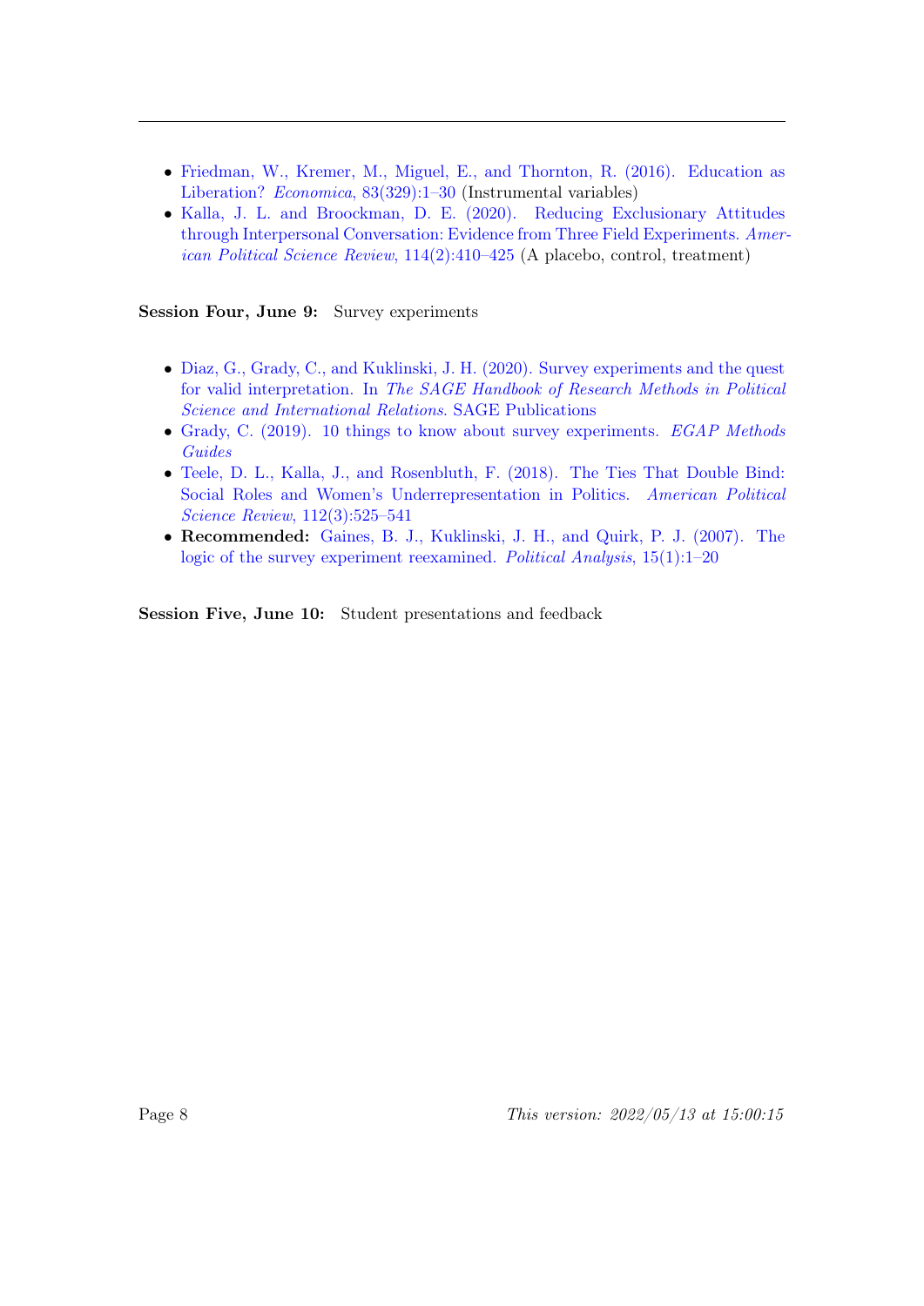- Friedman, W., Kremer, M., Miguel, E., and Thornton, R. (2016). Education as Liberation? *Economica*, 83(329):1–30 (Instrumental variables)
- Kalla, J. L. and Broockman, D. E. (2020). Reducing Exclusionary Attitudes through Interpersonal Conversation: Evidence from Three Field Experiments. *American Political Science Review*, 114(2):410–425 (A placebo, control, treatment)

**Session Four, June 9:** Survey experiments

- Diaz, G., Grady, C., and Kuklinski, J. H. (2020). Survey experiments and the quest for valid interpretation. In *The SAGE Handbook of Research Methods in Political Science and International Relations*. SAGE Publications
- Grady, C. (2019). 10 things to know about survey experiments. *EGAP Methods Guides*
- Teele, D. L., Kalla, J., and Rosenbluth, F. (2018). The Ties That Double Bind: Social Roles and Women's Underrepresentation in Politics. *American Political Science Review*, 112(3):525–541
- **Recommended:** Gaines, B. J., Kuklinski, J. H., and Quirk, P. J. (2007). The logic of the survey experiment reexamined. *Political Analysis*, 15(1):1–20

**Session Five, June 10:** Student presentations and feedback